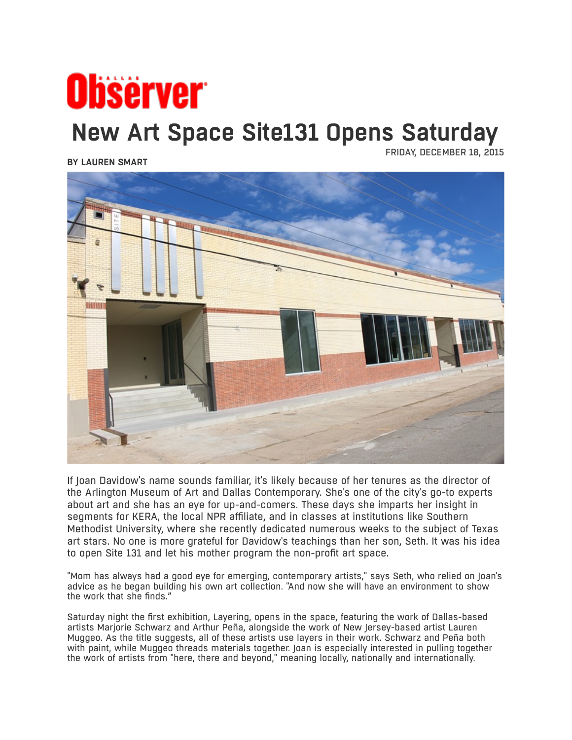# Dallas Observer

## New Art Space Site131 Opens Saturday

FRIDAY, DECEMBER 18, 2015

**BY LAUREN SMART**

If Joan Davidow's name sounds familiar, it's likely because of her tenures as the director of the Arlington Museum of Art and Dallas Contemporary. She's one of the city's go-to experts about art and she has an eye for up-and-comers. These days she imparts her insight in segments for KERA, the local NPR affiliate, and in classes at institutions like Southern Methodist University, where she recently dedicated numerous weeks to the subject of Texas art stars. No one is more grateful for Davidow's teachings than her son, Seth. It was his idea to open Site 131 and let his mother program the non-profit art space.

"Mom has always had a good eye for emerging, contemporary artists," says Seth, who relied on Joan's advice as he began building his own art collection. "And now she will have an environment to show the work that she finds."

Saturday night the first exhibition, Layering, opens in the space, featuring the work of Dallas-based artists Marjorie Schwarz and Arthur Peña, alongside the work of New Jersey-based artist Lauren Muggeo. As the title suggests, all of these artists use layers in their work. Schwarz and Peña both with paint, while Muggeo threads materials together. Joan is especially interested in pulling together the work of artists from "here, there and beyond," meaning locally, nationally and internationally.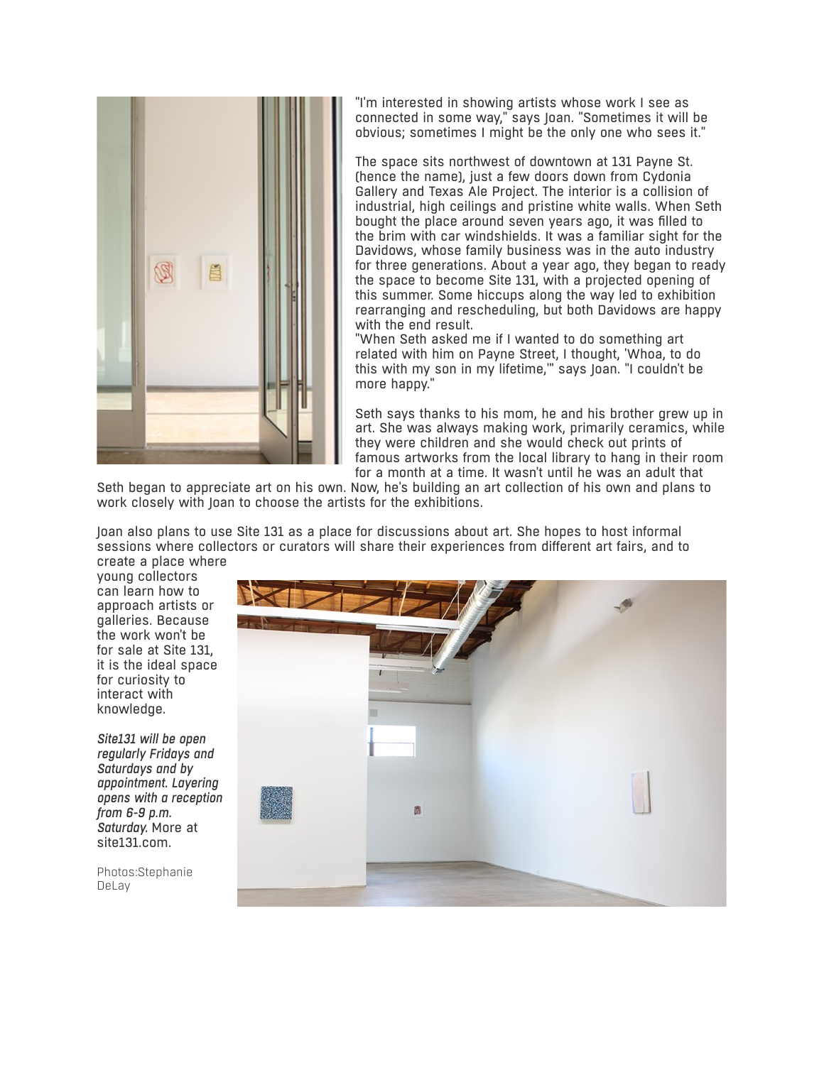"I'm interested in showing artists whose work I see as connected in some way," says Joan. "Sometimes it will be obvious; sometimes I might be the only one who sees it."

The space sits northwest of downtown at 131 Payne St. (hence the name), just a few doors down from Cydonia Gallery and Texas Ale Project. The interior is a collision of industrial, high ceilings and pristine white walls. When Seth bought the place around seven years ago, it was filled to the brim with car windshields. It was a familiar sight for the Davidows, whose family business was in the auto industry for three generations. About a year ago, they began to ready the space to become Site 131, with a projected opening of this summer. Some hiccups along the way led to exhibition rearranging and rescheduling, but both Davidows are happy with the end result.

"When Seth asked me if I wanted to do something art related with him on Payne Street, I thought, 'Whoa, to do this with my son in my lifetime,'" says Joan. "I couldn't be more happy."

Seth says thanks to his mom, he and his brother grew up in art. She was always making work, primarily ceramics, while they were children and she would check out prints of famous artworks from the local library to hang in their room for a month at a time. It wasn't until he was an adult that Seth began to appreciate art on his own. Now, he's building an art collection of his own and plans to work closely with Joan to choose the artists for the exhibitions.

Joan also plans to use Site 131 as a place for discussions about art. She hopes to host informal sessions where collectors or curators will share their experiences from different art fairs, and to create a place where young collectors can learn how to approach artists or galleries. Because the work won't be for sale at Site 131, it is the ideal space for curiosity to interact with knowledge.

***Site131 will be open regularly Fridays and Saturdays and by appointment. Layering opens with a reception from 6-9 p.m. Saturday.*** More at site131.com.

Photos:Stephanie DeLay